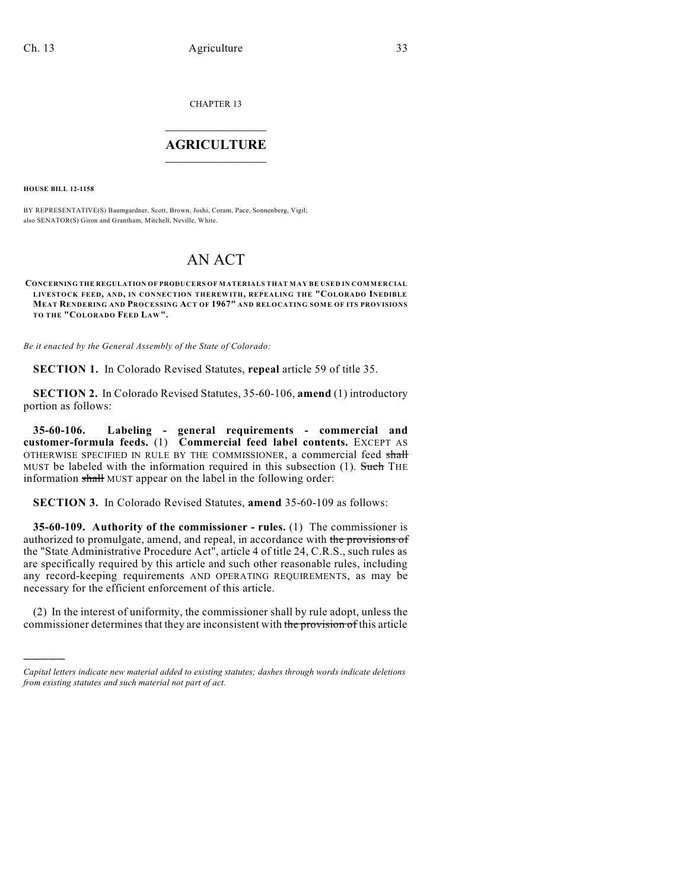CHAPTER 13

# AGRICULTURE

**HOUSE BILL 12-1158**

BY REPRESENTATIVE(S) Baumgardner, Scott, Brown, Joshi, Coram, Pace, Sonnenberg, Vigil; also SENATOR(S) Giron and Grantham, Mitchell, Neville, White.

# AN ACT

**CONCERNING THE REGULATION OF PRODUCERS OF MATERIALS THAT MAY BE USED IN COMMERCIAL LIVESTOCK FEED, AND, IN CONNECTION THEREWITH, REPEALING THE "COLORADO INEDIBLE MEAT RENDERING AND PROCESSING ACT OF 1967" AND RELOCATING SOME OF ITS PROVISIONS TO THE "COLORADO FEED LAW".**

*Be it enacted by the General Assembly of the State of Colorado:*

**SECTION 1.** In Colorado Revised Statutes, **repeal** article 59 of title 35.

**SECTION 2.** In Colorado Revised Statutes, 35-60-106, **amend** (1) introductory portion as follows:

**35-60-106. Labeling - general requirements - commercial and customer-formula feeds.** (1) **Commercial feed label contents.** EXCEPT AS OTHERWISE SPECIFIED IN RULE BY THE COMMISSIONER, a commercial feed ~~shall~~ MUST be labeled with the information required in this subsection (1). ~~Such~~ THE information ~~shall~~ MUST appear on the label in the following order:

**SECTION 3.** In Colorado Revised Statutes, **amend** 35-60-109 as follows:

**35-60-109. Authority of the commissioner - rules.** (1) The commissioner is authorized to promulgate, amend, and repeal, in accordance with ~~the provisions of~~ the "State Administrative Procedure Act", article 4 of title 24, C.R.S., such rules as are specifically required by this article and such other reasonable rules, including any record-keeping requirements AND OPERATING REQUIREMENTS, as may be necessary for the efficient enforcement of this article.

(2) In the interest of uniformity, the commissioner shall by rule adopt, unless the commissioner determines that they are inconsistent with ~~the provision of~~ this article

---

*Capital letters indicate new material added to existing statutes; dashes through words indicate deletions from existing statutes and such material not part of act.*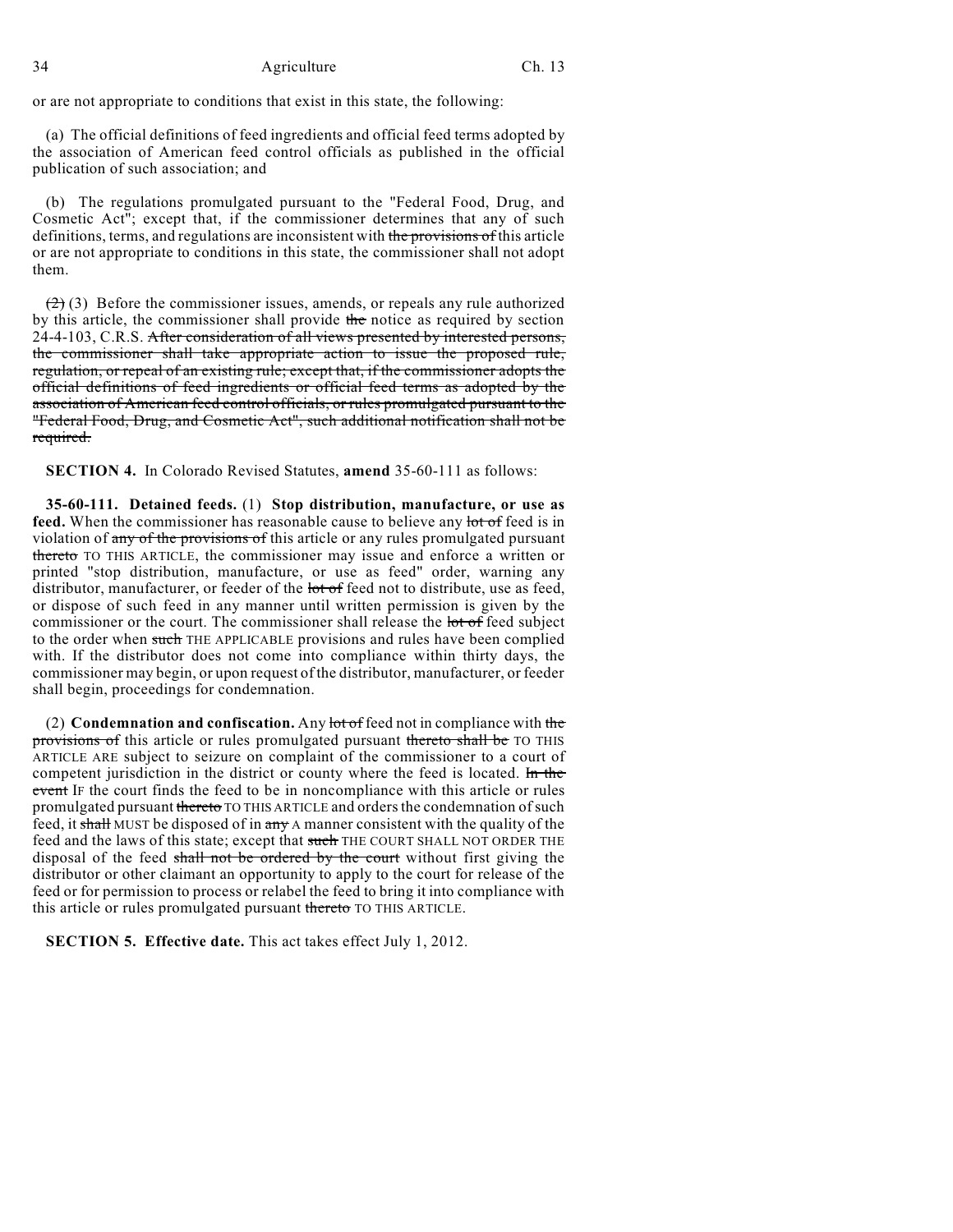or are not appropriate to conditions that exist in this state, the following:

(a) The official definitions of feed ingredients and official feed terms adopted by the association of American feed control officials as published in the official publication of such association; and

(b) The regulations promulgated pursuant to the "Federal Food, Drug, and Cosmetic Act"; except that, if the commissioner determines that any of such definitions, terms, and regulations are inconsistent with ~~the provisions of~~ this article or are not appropriate to conditions in this state, the commissioner shall not adopt them.

~~(2)~~ (3) Before the commissioner issues, amends, or repeals any rule authorized by this article, the commissioner shall provide ~~the~~ notice as required by section 24-4-103, C.R.S. ~~After consideration of all views presented by interested persons, the commissioner shall take appropriate action to issue the proposed rule, regulation, or repeal of an existing rule; except that, if the commissioner adopts the official definitions of feed ingredients or official feed terms as adopted by the association of American feed control officials, or rules promulgated pursuant to the "Federal Food, Drug, and Cosmetic Act", such additional notification shall not be required.~~

**SECTION 4.** In Colorado Revised Statutes, **amend** 35-60-111 as follows:

**35-60-111. Detained feeds.** (1) **Stop distribution, manufacture, or use as feed.** When the commissioner has reasonable cause to believe any ~~lot of~~ feed is in violation of ~~any of the provisions of~~ this article or any rules promulgated pursuant ~~thereto~~ TO THIS ARTICLE, the commissioner may issue and enforce a written or printed "stop distribution, manufacture, or use as feed" order, warning any distributor, manufacturer, or feeder of the ~~lot of~~ feed not to distribute, use as feed, or dispose of such feed in any manner until written permission is given by the commissioner or the court. The commissioner shall release the ~~lot of~~ feed subject to the order when ~~such~~ THE APPLICABLE provisions and rules have been complied with. If the distributor does not come into compliance within thirty days, the commissioner may begin, or upon request of the distributor, manufacturer, or feeder shall begin, proceedings for condemnation.

(2) **Condemnation and confiscation.** Any ~~lot of~~ feed not in compliance with ~~the provisions of~~ this article or rules promulgated pursuant ~~thereto shall be~~ TO THIS ARTICLE ARE subject to seizure on complaint of the commissioner to a court of competent jurisdiction in the district or county where the feed is located. ~~In the event~~ IF the court finds the feed to be in noncompliance with this article or rules promulgated pursuant ~~thereto~~ TO THIS ARTICLE and orders the condemnation of such feed, it ~~shall~~ MUST be disposed of in ~~any~~ A manner consistent with the quality of the feed and the laws of this state; except that ~~such~~ THE COURT SHALL NOT ORDER THE disposal of the feed ~~shall not be ordered by the court~~ without first giving the distributor or other claimant an opportunity to apply to the court for release of the feed or for permission to process or relabel the feed to bring it into compliance with this article or rules promulgated pursuant ~~thereto~~ TO THIS ARTICLE.

**SECTION 5. Effective date.** This act takes effect July 1, 2012.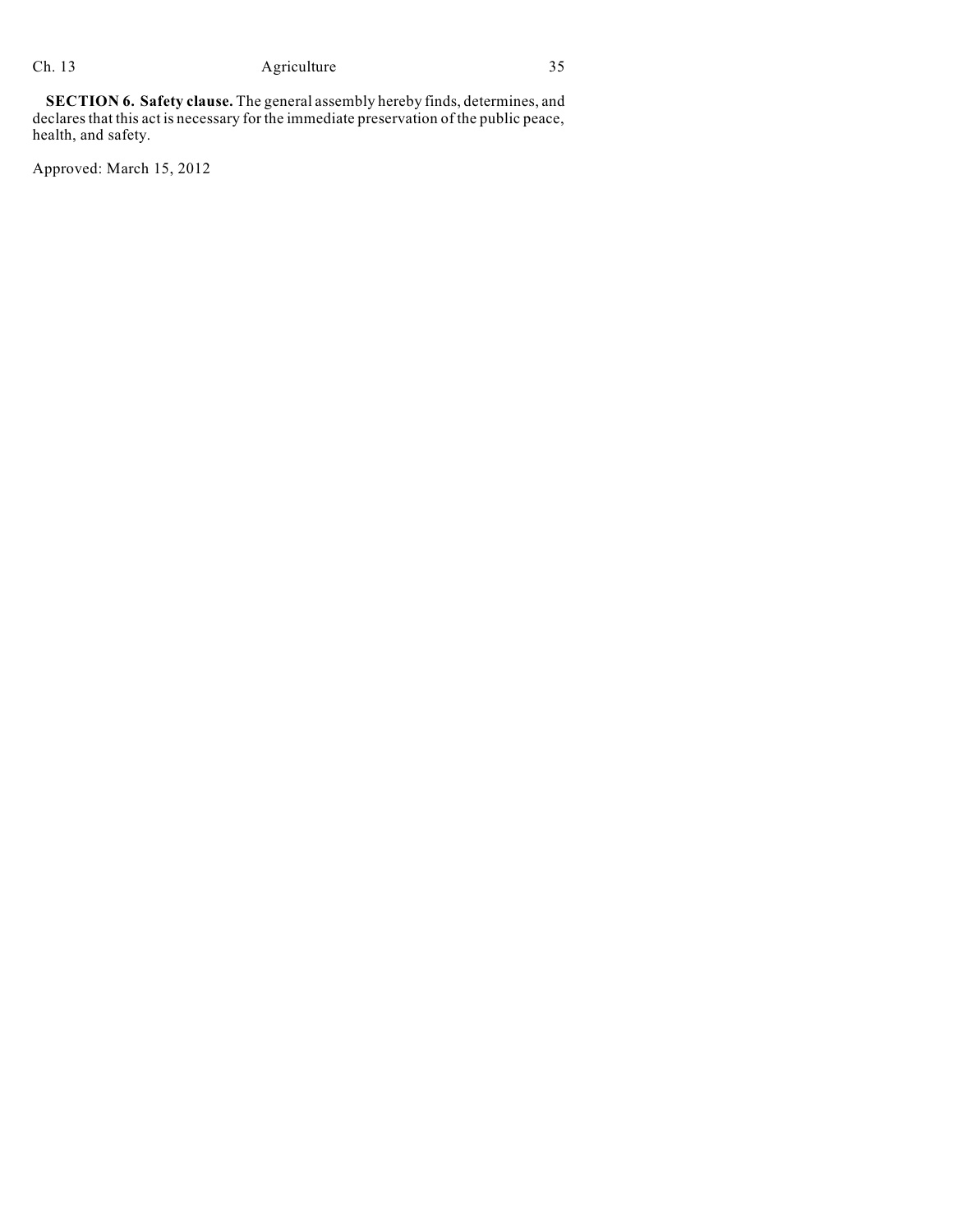**SECTION 6. Safety clause.** The general assembly hereby finds, determines, and declares that this act is necessary for the immediate preservation of the public peace, health, and safety.

Approved: March 15, 2012